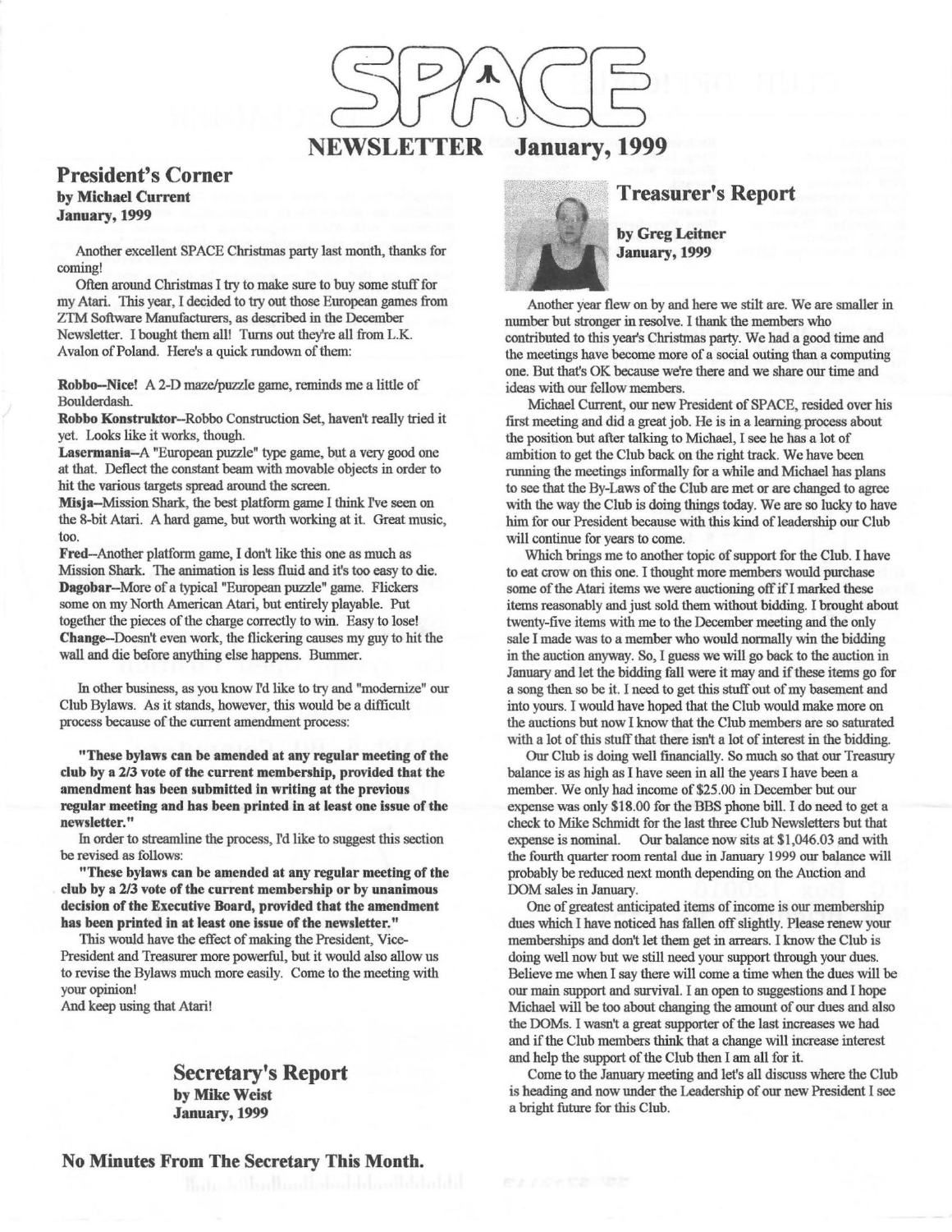# SPACE

## NEWSLETTER January, 1999

## President's Corner

**by Michael Current**
**January, 1999**

Another excellent SPACE Christmas party last month, thanks for coming!

Often around Christmas I try to make sure to buy some stuff for my Atari. This year, I decided to try out those European games from ZTM Software Manufacturers, as described in the December Newsletter. I bought them all! Turns out they're all from L.K. Avalon of Poland. Here's a quick rundown of them:

**Robbo**--Nice! A 2-D maze/puzzle game, reminds me a little of Boulderdash.

**Robbo Konstruktor**--Robbo Construction Set, haven't really tried it yet. Looks like it works, though.

**Lasermania**--A "European puzzle" type game, but a very good one at that. Deflect the constant beam with movable objects in order to hit the various targets spread around the screen.

**Misja**--Mission Shark, the best platform game I think I've seen on the 8-bit Atari. A hard game, but worth working at it. Great music, too.

**Fred**--Another platform game, I don't like this one as much as Mission Shark. The animation is less fluid and it's too easy to die.

**Dagobar**--More of a typical "European puzzle" game. Flickers some on my North American Atari, but entirely playable. Put together the pieces of the charge correctly to win. Easy to lose!

**Change**--Doesn't even work, the flickering causes my guy to hit the wall and die before anything else happens. Bummer.

In other business, as you know I'd like to try and "modernize" our Club Bylaws. As it stands, however, this would be a difficult process because of the current amendment process:

**"These bylaws can be amended at any regular meeting of the club by a 2/3 vote of the current membership, provided that the amendment has been submitted in writing at the previous regular meeting and has been printed in at least one issue of the newsletter."**

In order to streamline the process, I'd like to suggest this section be revised as follows:

**"These bylaws can be amended at any regular meeting of the club by a 2/3 vote of the current membership or by unanimous decision of the Executive Board, provided that the amendment has been printed in at least one issue of the newsletter."**

This would have the effect of making the President, Vice-President and Treasurer more powerful, but it would also allow us to revise the Bylaws much more easily. Come to the meeting with your opinion!

And keep using that Atari!

## Secretary's Report

**by Mike Weist**
**January, 1999**

**No Minutes From The Secretary This Month.**

## Treasurer's Report

**by Greg Leitner**
**January, 1999**

Another year flew on by and here we still are. We are smaller in number but stronger in resolve. I thank the members who contributed to this year's Christmas party. We had a good time and the meetings have become more of a social outing than a computing one. But that's OK because we're there and we share our time and ideas with our fellow members.

Michael Current, our new President of SPACE, resided over his first meeting and did a great job. He is in a learning process about the position but after talking to Michael, I see he has a lot of ambition to get the Club back on the right track. We have been running the meetings informally for a while and Michael has plans to see that the By-Laws of the Club are met or are changed to agree with the way the Club is doing things today. We are so lucky to have him for our President because with this kind of leadership our Club will continue for years to come.

Which brings me to another topic of support for the Club. I have to eat crow on this one. I thought more members would purchase some of the Atari items we were auctioning off if I marked these items reasonably and just sold them without bidding. I brought about twenty-five items with me to the December meeting and the only sale I made was to a member who would normally win the bidding in the auction anyway. So, I guess we will go back to the auction in January and let the bidding fall were it may and if these items go for a song then so be it. I need to get this stuff out of my basement and into yours. I would have hoped that the Club would make more on the auctions but now I know that the Club members are so saturated with a lot of this stuff that there isn't a lot of interest in the bidding.

Our Club is doing well financially. So much so that our Treasury balance is as high as I have seen in all the years I have been a member. We only had income of $25.00 in December but our expense was only $18.00 for the BBS phone bill. I do need to get a check to Mike Schmidt for the last three Club Newsletters but that expense is nominal. Our balance now sits at $1,046.03 and with the fourth quarter room rental due in January 1999 our balance will probably be reduced next month depending on the Auction and DOM sales in January.

One of greatest anticipated items of income is our membership dues which I have noticed has fallen off slightly. Please renew your memberships and don't let them get in arrears. I know the Club is doing well now but we still need your support through your dues. Believe me when I say there will come a time when the dues will be our main support and survival. I an open to suggestions and I hope Michael will be too about changing the amount of our dues and also the DOMs. I wasn't a great supporter of the last increases we had and if the Club members think that a change will increase interest and help the support of the Club then I am all for it.

Come to the January meeting and let's all discuss where the Club is heading and now under the Leadership of our new President I see a bright future for this Club.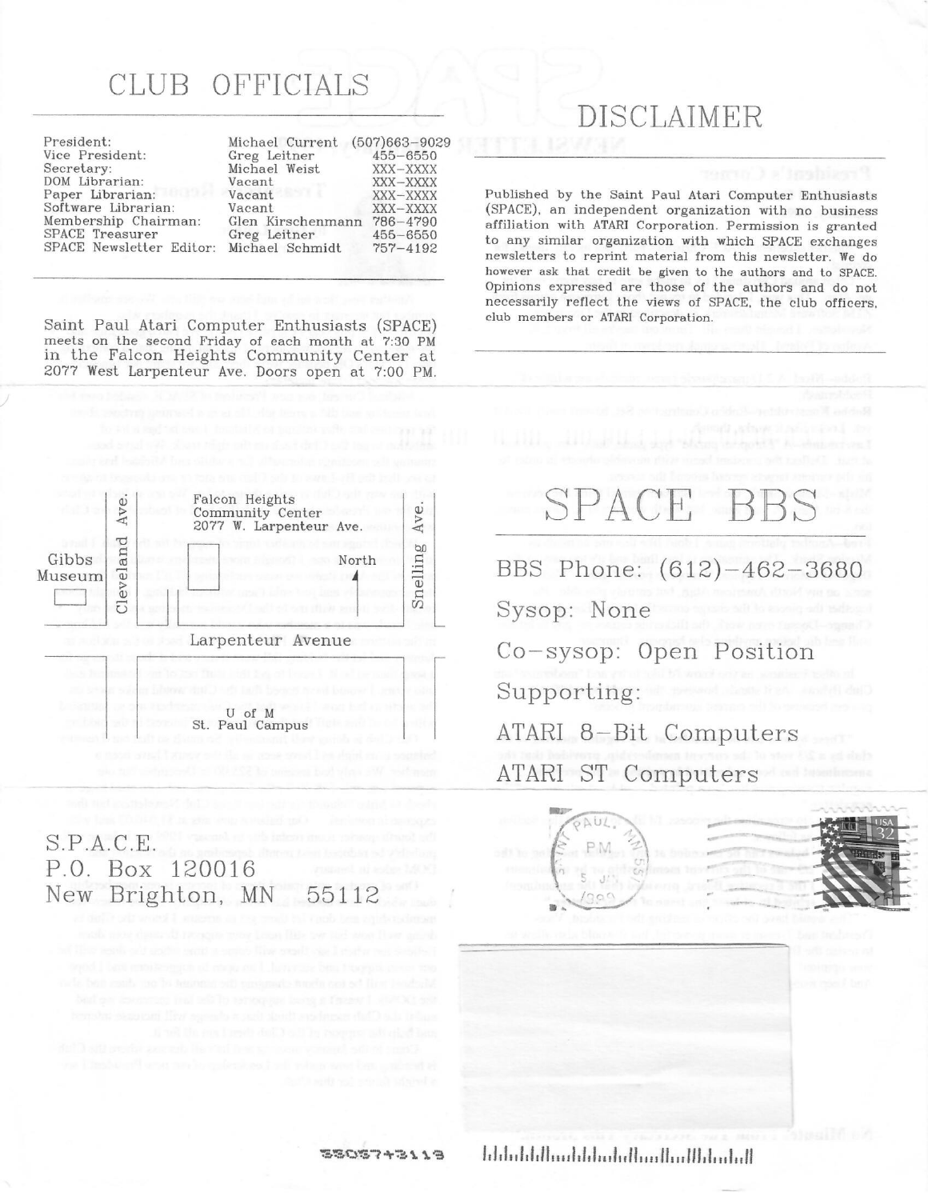# CLUB OFFICIALS

| | | |
|---|---|---|
| President: | Michael Current | (507)663-9029 |
| Vice President: | Greg Leitner | 455-6550 |
| Secretary: | Michael Weist | XXX-XXXX |
| DOM Librarian: | Vacant | XXX-XXXX |
| Paper Librarian: | Vacant | XXX-XXXX |
| Software Librarian: | Vacant | XXX-XXXX |
| Membership Chairman: | Glen Kirschenmann | 786-4790 |
| SPACE Treasurer | Greg Leitner | 455-6550 |
| SPACE Newsletter Editor: | Michael Schmidt | 757-4192 |

Saint Paul Atari Computer Enthusiasts (SPACE) meets on the second Friday of each month at 7:30 PM in the Falcon Heights Community Center at 2077 West Larpenteur Ave. Doors open at 7:00 PM.

Falcon Heights Community Center
2077 W. Larpenteur Ave.

Gibbs Museum

Cleveland Ave.

Snelling Ave.

North

Larpenteur Avenue

U of M
St. Paul Campus

S.P.A.C.E.
P.O. Box 120016
New Brighton, MN 55112

# DISCLAIMER

Published by the Saint Paul Atari Computer Enthusiasts (SPACE), an independent organization with no business affiliation with ATARI Corporation. Permission is granted to any similar organization with which SPACE exchanges newsletters to reprint material from this newsletter. We do however ask that credit be given to the authors and to SPACE. Opinions expressed are those of the authors and do not necessarily reflect the views of SPACE, the club officers, club members or ATARI Corporation.

# SPACE BBS

BBS Phone: (612)-462-3680

Sysop: None

Co-sysop: Open Position

Supporting:

ATARI 8-Bit Computers

ATARI ST Computers